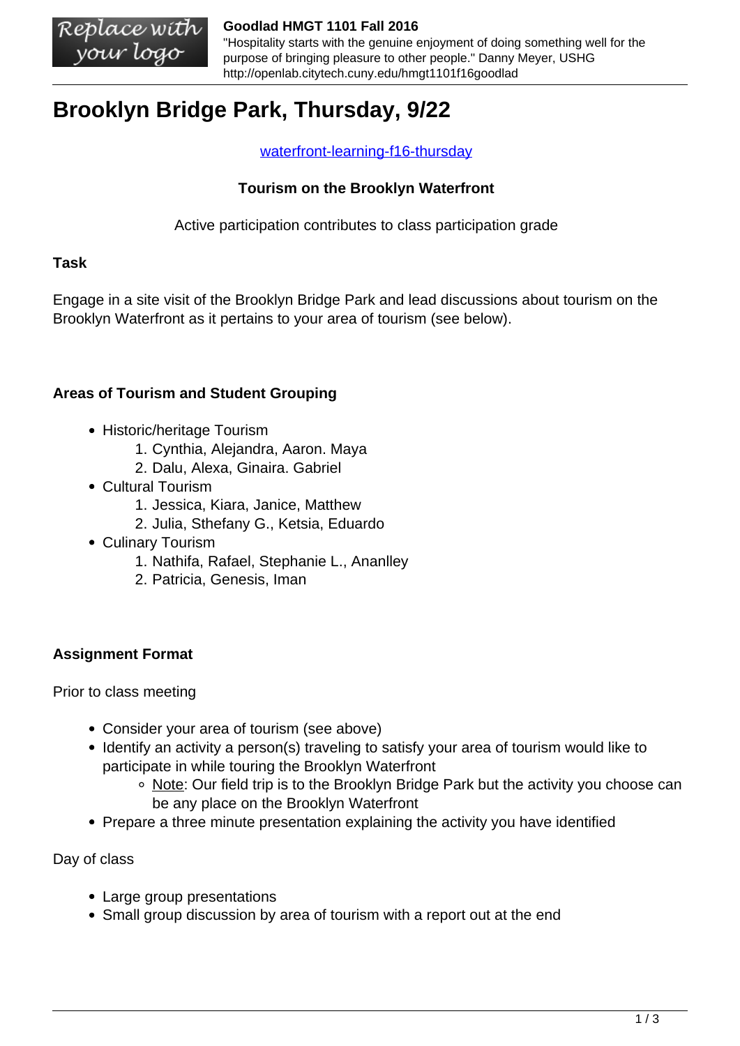# Brooklyn Bridge Park, Thursday, 9/22

waterfront-learning-f16-thursday

**Tourism on the Brooklyn Waterfront**

Active participation contributes to class participation grade

**Task**

Engage in a site visit of the Brooklyn Bridge Park and lead discussions about tourism on the Brooklyn Waterfront as it pertains to your area of tourism (see below).

**Areas of Tourism and Student Grouping**

- Historic/heritage Tourism
  1. Cynthia, Alejandra, Aaron. Maya
  2. Dalu, Alexa, Ginaira. Gabriel
- Cultural Tourism
  1. Jessica, Kiara, Janice, Matthew
  2. Julia, Sthefany G., Ketsia, Eduardo
- Culinary Tourism
  1. Nathifa, Rafael, Stephanie L., Ananlley
  2. Patricia, Genesis, Iman

**Assignment Format**

Prior to class meeting

- Consider your area of tourism (see above)
- Identify an activity a person(s) traveling to satisfy your area of tourism would like to participate in while touring the Brooklyn Waterfront
  - Note: Our field trip is to the Brooklyn Bridge Park but the activity you choose can be any place on the Brooklyn Waterfront
- Prepare a three minute presentation explaining the activity you have identified

Day of class

- Large group presentations
- Small group discussion by area of tourism with a report out at the end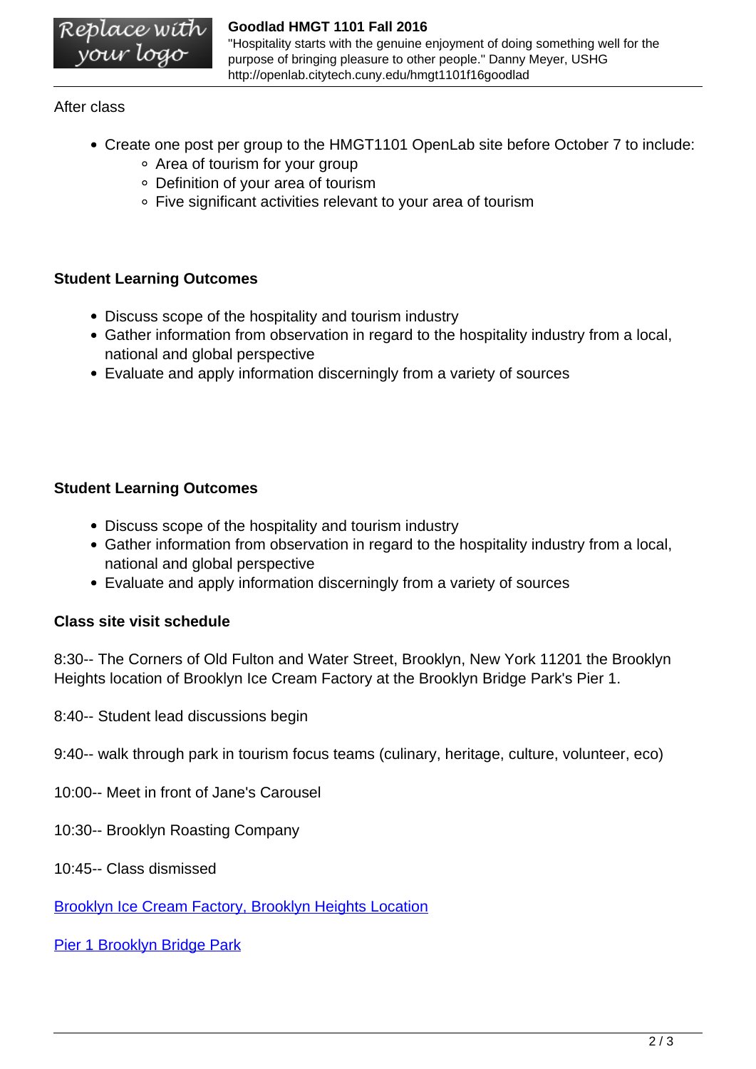After class

- Create one post per group to the HMGT1101 OpenLab site before October 7 to include:
  - Area of tourism for your group
  - Definition of your area of tourism
  - Five significant activities relevant to your area of tourism

**Student Learning Outcomes**

- Discuss scope of the hospitality and tourism industry
- Gather information from observation in regard to the hospitality industry from a local, national and global perspective
- Evaluate and apply information discerningly from a variety of sources

**Student Learning Outcomes**

- Discuss scope of the hospitality and tourism industry
- Gather information from observation in regard to the hospitality industry from a local, national and global perspective
- Evaluate and apply information discerningly from a variety of sources

**Class site visit schedule**

8:30-- The Corners of Old Fulton and Water Street, Brooklyn, New York 11201 the Brooklyn Heights location of Brooklyn Ice Cream Factory at the Brooklyn Bridge Park's Pier 1.

8:40-- Student lead discussions begin

9:40-- walk through park in tourism focus teams (culinary, heritage, culture, volunteer, eco)

10:00-- Meet in front of Jane's Carousel

10:30-- Brooklyn Roasting Company

10:45-- Class dismissed

Brooklyn Ice Cream Factory, Brooklyn Heights Location

Pier 1 Brooklyn Bridge Park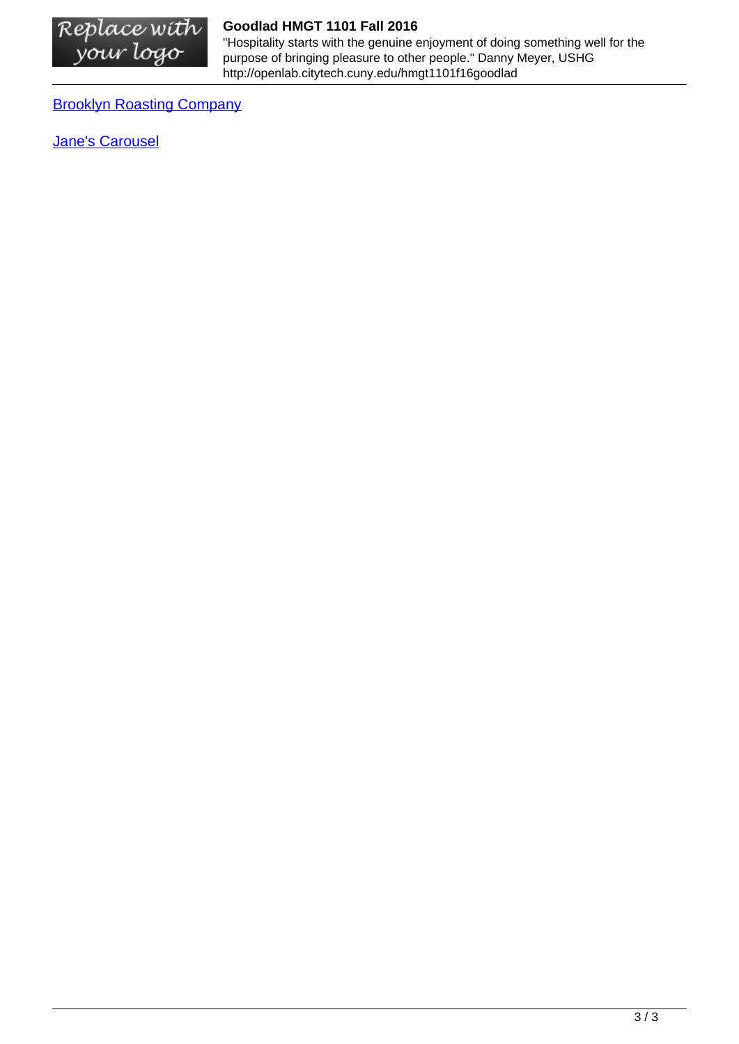Brooklyn Roasting Company

Jane's Carousel